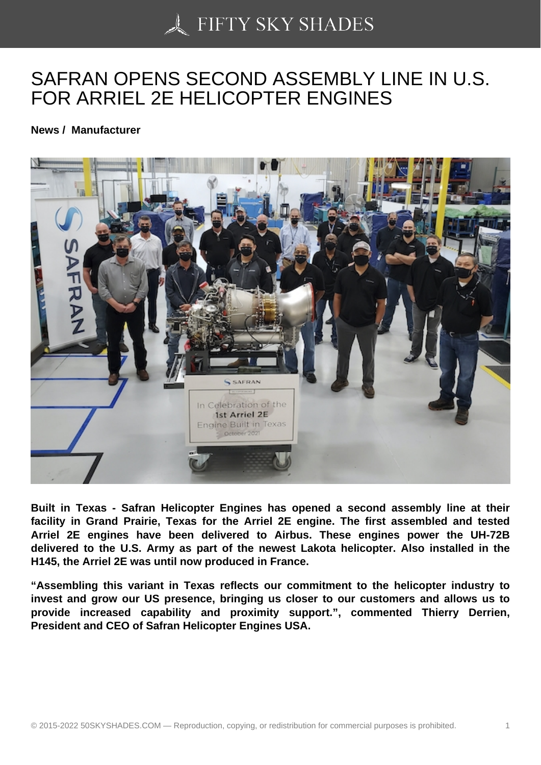# SAFRAN OPENS SECOND ASSEMBLY LINE IN U.S. FOR ARRIEL 2E HELICOPTER ENGINES

**News / Manufacturer**

**Built in Texas - Safran Helicopter Engines has opened a second assembly line at their facility in Grand Prairie, Texas for the Arriel 2E engine. The first assembled and tested Arriel 2E engines have been delivered to Airbus. These engines power the UH-72B delivered to the U.S. Army as part of the newest Lakota helicopter. Also installed in the H145, the Arriel 2E was until now produced in France.**

**"Assembling this variant in Texas reflects our commitment to the helicopter industry to invest and grow our US presence, bringing us closer to our customers and allows us to provide increased capability and proximity support.", commented Thierry Derrien, President and CEO of Safran Helicopter Engines USA.**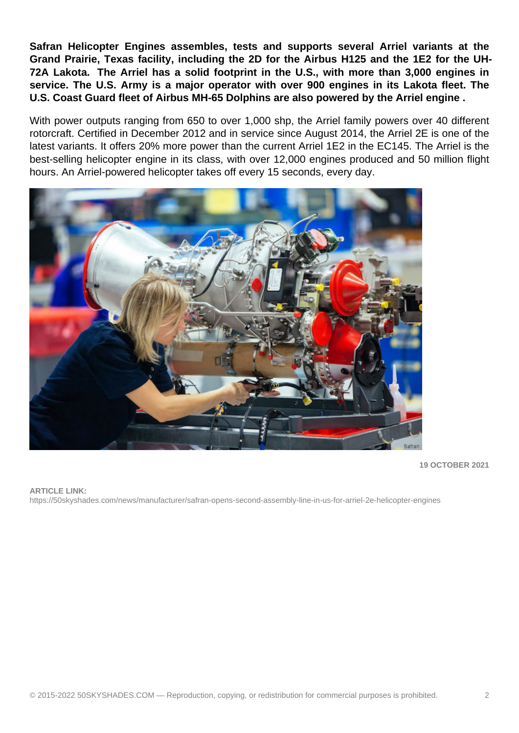**Safran Helicopter Engines assembles, tests and supports several Arriel variants at the Grand Prairie, Texas facility, including the 2D for the Airbus H125 and the 1E2 for the UH-72A Lakota.  The Arriel has a solid footprint in the U.S., with more than 3,000 engines in service. The U.S. Army is a major operator with over 900 engines in its Lakota fleet. The U.S. Coast Guard fleet of Airbus MH-65 Dolphins are also powered by the Arriel engine .**

With power outputs ranging from 650 to over 1,000 shp, the Arriel family powers over 40 different rotorcraft. Certified in December 2012 and in service since August 2014, the Arriel 2E is one of the latest variants. It offers 20% more power than the current Arriel 1E2 in the EC145. The Arriel is the best-selling helicopter engine in its class, with over 12,000 engines produced and 50 million flight hours. An Arriel-powered helicopter takes off every 15 seconds, every day.

**19 OCTOBER 2021**

**ARTICLE LINK:**
https://50skyshades.com/news/manufacturer/safran-opens-second-assembly-line-in-us-for-arriel-2e-helicopter-engines

© 2015-2022 50SKYSHADES.COM — Reproduction, copying, or redistribution for commercial purposes is prohibited.